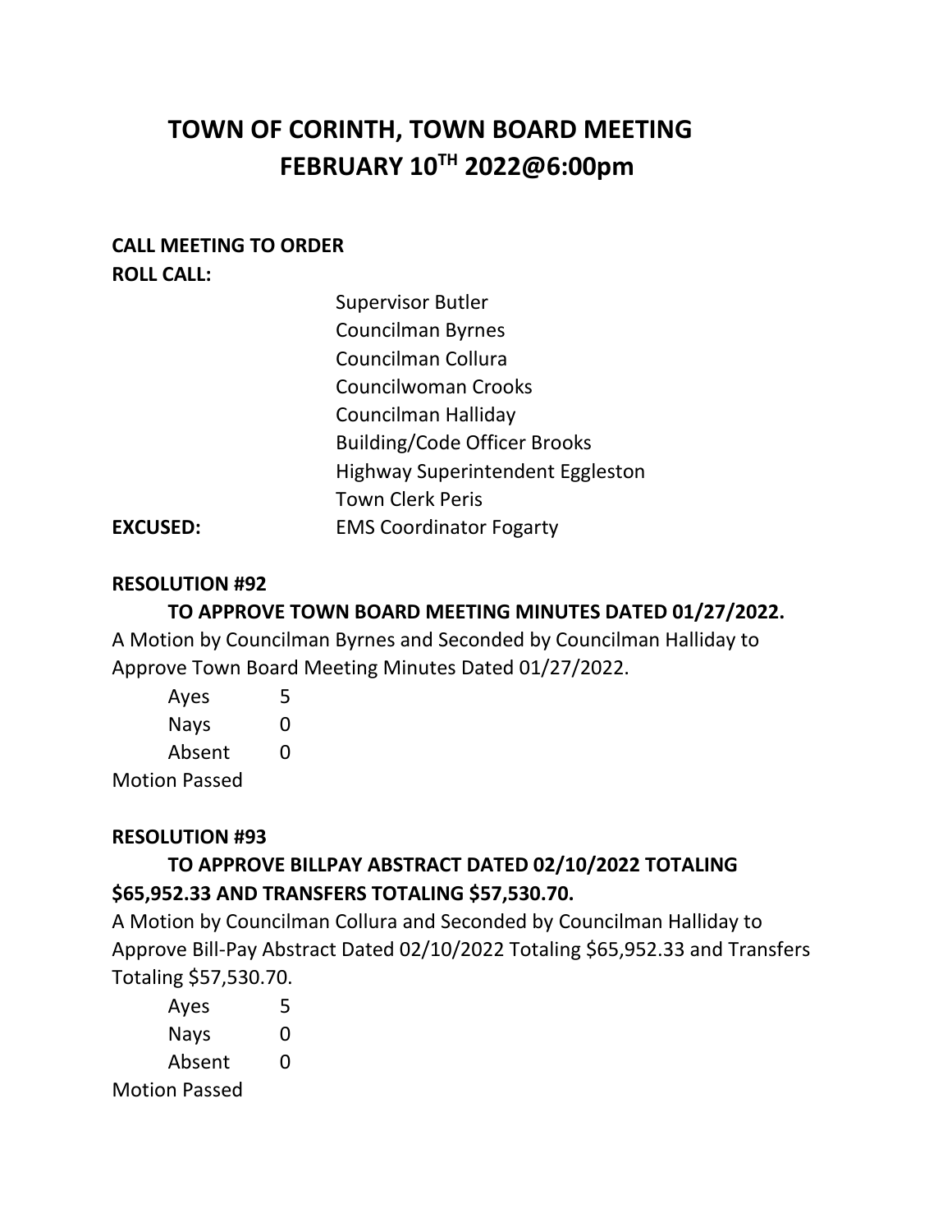# TOWN OF CORINTH, TOWN BOARD MEETING
# FEBRUARY 10TH 2022@6:00pm

**CALL MEETING TO ORDER**

**ROLL CALL:**

Supervisor Butler
Councilman Byrnes
Councilman Collura
Councilwoman Crooks
Councilman Halliday
Building/Code Officer Brooks
Highway Superintendent Eggleston
Town Clerk Peris

**EXCUSED:** EMS Coordinator Fogarty

**RESOLUTION #92**

**TO APPROVE TOWN BOARD MEETING MINUTES DATED 01/27/2022.**

A Motion by Councilman Byrnes and Seconded by Councilman Halliday to Approve Town Board Meeting Minutes Dated 01/27/2022.

Ayes 5
Nays 0
Absent 0

Motion Passed

**RESOLUTION #93**

**TO APPROVE BILLPAY ABSTRACT DATED 02/10/2022 TOTALING $65,952.33 AND TRANSFERS TOTALING $57,530.70.**

A Motion by Councilman Collura and Seconded by Councilman Halliday to Approve Bill-Pay Abstract Dated 02/10/2022 Totaling $65,952.33 and Transfers Totaling $57,530.70.

Ayes 5
Nays 0
Absent 0

Motion Passed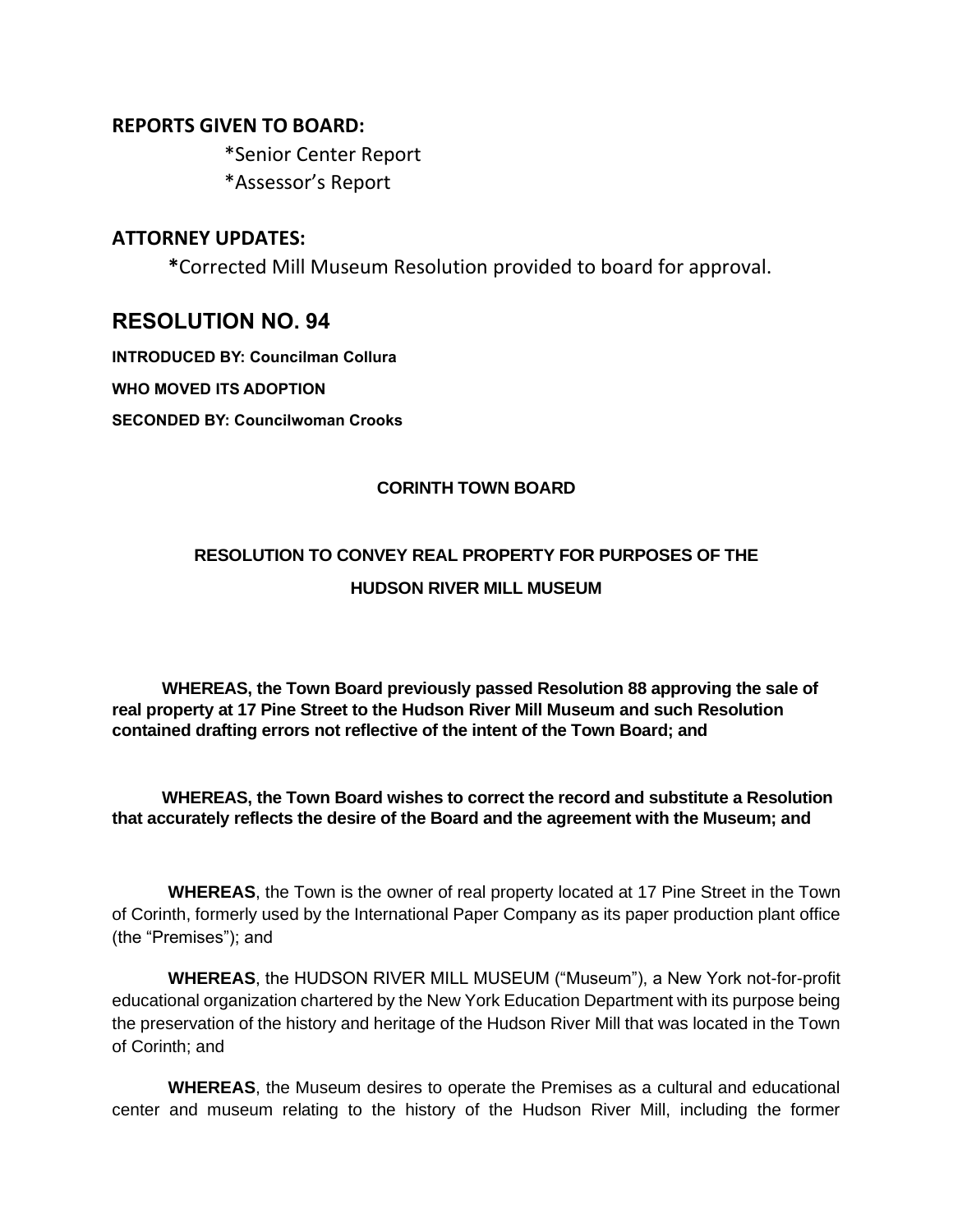## REPORTS GIVEN TO BOARD:

*Senior Center Report
*Assessor's Report

## ATTORNEY UPDATES:

*Corrected Mill Museum Resolution provided to board for approval.

# RESOLUTION NO. 94

**INTRODUCED BY: Councilman Collura**

**WHO MOVED ITS ADOPTION**

**SECONDED BY: Councilwoman Crooks**

**CORINTH TOWN BOARD**

**RESOLUTION TO CONVEY REAL PROPERTY FOR PURPOSES OF THE HUDSON RIVER MILL MUSEUM**

**WHEREAS, the Town Board previously passed Resolution 88 approving the sale of real property at 17 Pine Street to the Hudson River Mill Museum and such Resolution contained drafting errors not reflective of the intent of the Town Board; and**

**WHEREAS, the Town Board wishes to correct the record and substitute a Resolution that accurately reflects the desire of the Board and the agreement with the Museum; and**

**WHEREAS**, the Town is the owner of real property located at 17 Pine Street in the Town of Corinth, formerly used by the International Paper Company as its paper production plant office (the "Premises"); and

**WHEREAS**, the HUDSON RIVER MILL MUSEUM ("Museum"), a New York not-for-profit educational organization chartered by the New York Education Department with its purpose being the preservation of the history and heritage of the Hudson River Mill that was located in the Town of Corinth; and

**WHEREAS**, the Museum desires to operate the Premises as a cultural and educational center and museum relating to the history of the Hudson River Mill, including the former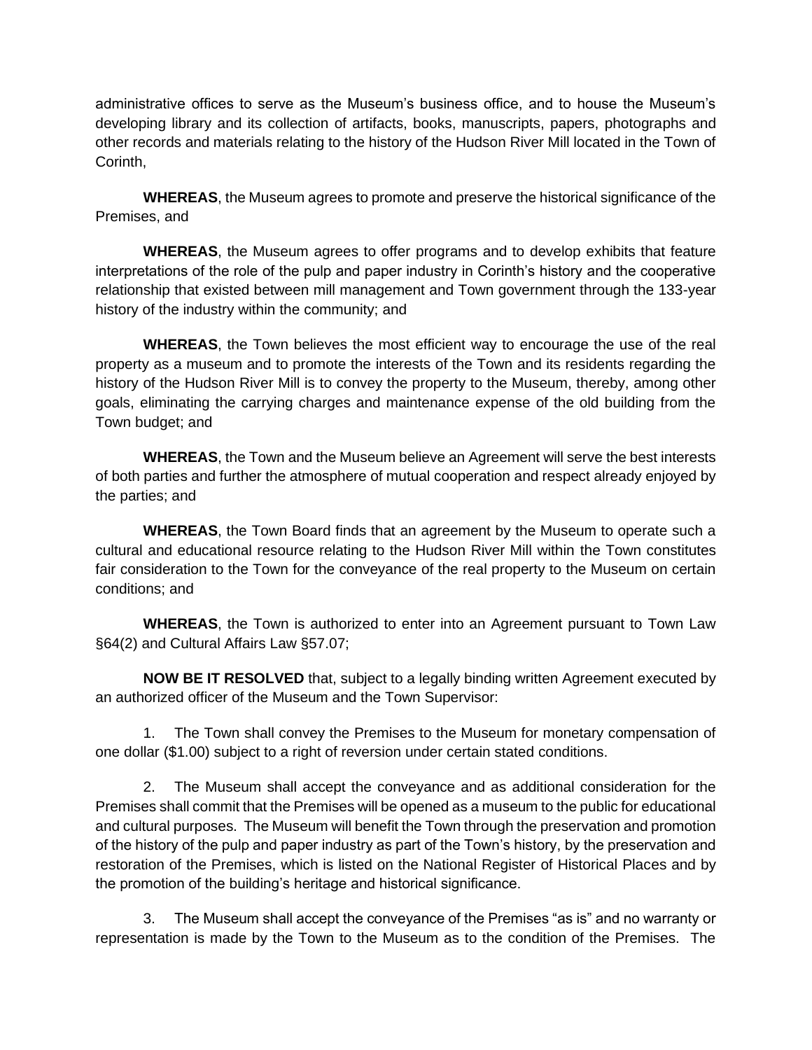administrative offices to serve as the Museum's business office, and to house the Museum's developing library and its collection of artifacts, books, manuscripts, papers, photographs and other records and materials relating to the history of the Hudson River Mill located in the Town of Corinth,

**WHEREAS**, the Museum agrees to promote and preserve the historical significance of the Premises, and

**WHEREAS**, the Museum agrees to offer programs and to develop exhibits that feature interpretations of the role of the pulp and paper industry in Corinth's history and the cooperative relationship that existed between mill management and Town government through the 133-year history of the industry within the community; and

**WHEREAS**, the Town believes the most efficient way to encourage the use of the real property as a museum and to promote the interests of the Town and its residents regarding the history of the Hudson River Mill is to convey the property to the Museum, thereby, among other goals, eliminating the carrying charges and maintenance expense of the old building from the Town budget; and

**WHEREAS**, the Town and the Museum believe an Agreement will serve the best interests of both parties and further the atmosphere of mutual cooperation and respect already enjoyed by the parties; and

**WHEREAS**, the Town Board finds that an agreement by the Museum to operate such a cultural and educational resource relating to the Hudson River Mill within the Town constitutes fair consideration to the Town for the conveyance of the real property to the Museum on certain conditions; and

**WHEREAS**, the Town is authorized to enter into an Agreement pursuant to Town Law §64(2) and Cultural Affairs Law §57.07;

**NOW BE IT RESOLVED** that, subject to a legally binding written Agreement executed by an authorized officer of the Museum and the Town Supervisor:

1. The Town shall convey the Premises to the Museum for monetary compensation of one dollar ($1.00) subject to a right of reversion under certain stated conditions.

2. The Museum shall accept the conveyance and as additional consideration for the Premises shall commit that the Premises will be opened as a museum to the public for educational and cultural purposes. The Museum will benefit the Town through the preservation and promotion of the history of the pulp and paper industry as part of the Town's history, by the preservation and restoration of the Premises, which is listed on the National Register of Historical Places and by the promotion of the building's heritage and historical significance.

3. The Museum shall accept the conveyance of the Premises "as is" and no warranty or representation is made by the Town to the Museum as to the condition of the Premises. The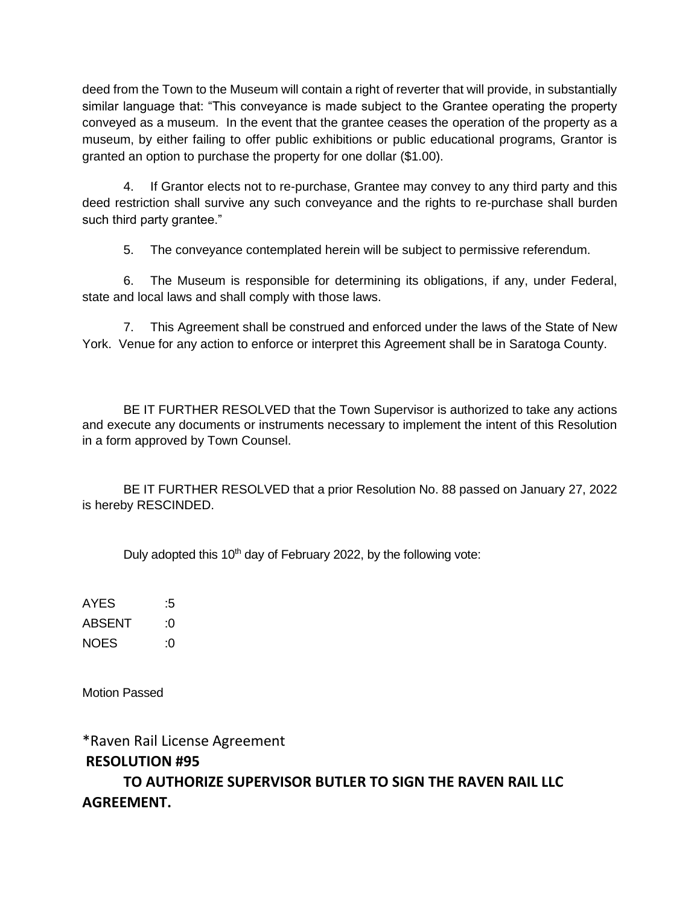deed from the Town to the Museum will contain a right of reverter that will provide, in substantially similar language that: "This conveyance is made subject to the Grantee operating the property conveyed as a museum. In the event that the grantee ceases the operation of the property as a museum, by either failing to offer public exhibitions or public educational programs, Grantor is granted an option to purchase the property for one dollar ($1.00).

4. If Grantor elects not to re-purchase, Grantee may convey to any third party and this deed restriction shall survive any such conveyance and the rights to re-purchase shall burden such third party grantee."

5. The conveyance contemplated herein will be subject to permissive referendum.

6. The Museum is responsible for determining its obligations, if any, under Federal, state and local laws and shall comply with those laws.

7. This Agreement shall be construed and enforced under the laws of the State of New York. Venue for any action to enforce or interpret this Agreement shall be in Saratoga County.

BE IT FURTHER RESOLVED that the Town Supervisor is authorized to take any actions and execute any documents or instruments necessary to implement the intent of this Resolution in a form approved by Town Counsel.

BE IT FURTHER RESOLVED that a prior Resolution No. 88 passed on January 27, 2022 is hereby RESCINDED.

Duly adopted this 10th day of February 2022, by the following vote:

AYES :5
ABSENT :0
NOES :0

Motion Passed

*Raven Rail License Agreement

**RESOLUTION #95**

**TO AUTHORIZE SUPERVISOR BUTLER TO SIGN THE RAVEN RAIL LLC AGREEMENT.**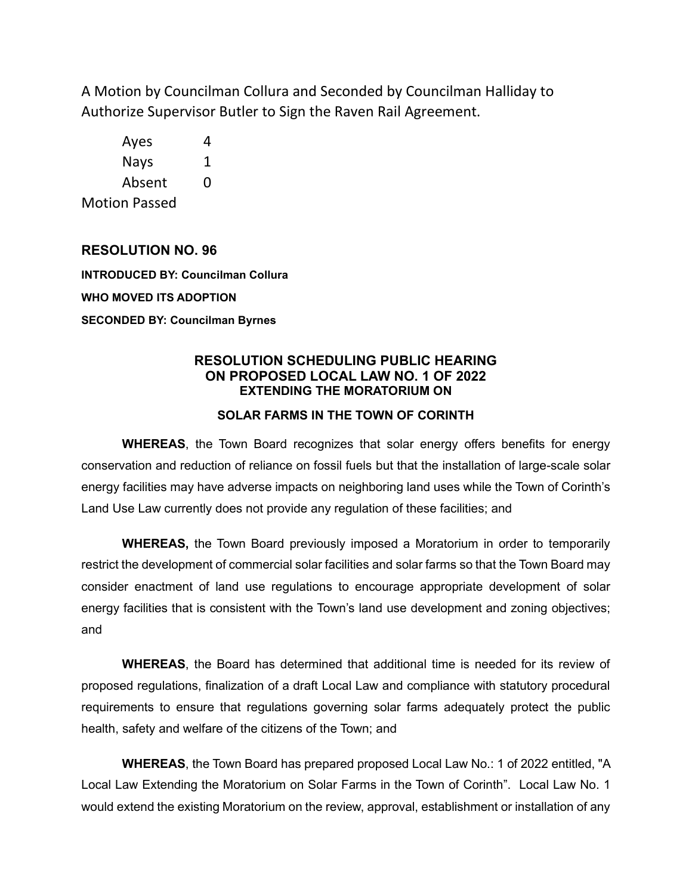A Motion by Councilman Collura and Seconded by Councilman Halliday to Authorize Supervisor Butler to Sign the Raven Rail Agreement.

| | |
|---|---|
| Ayes | 4 |
| Nays | 1 |
| Absent | 0 |

Motion Passed

**RESOLUTION NO. 96**

**INTRODUCED BY: Councilman Collura**

**WHO MOVED ITS ADOPTION**

**SECONDED BY: Councilman Byrnes**

**RESOLUTION SCHEDULING PUBLIC HEARING ON PROPOSED LOCAL LAW NO. 1 OF 2022 EXTENDING THE MORATORIUM ON**

**SOLAR FARMS IN THE TOWN OF CORINTH**

**WHEREAS**, the Town Board recognizes that solar energy offers benefits for energy conservation and reduction of reliance on fossil fuels but that the installation of large-scale solar energy facilities may have adverse impacts on neighboring land uses while the Town of Corinth's Land Use Law currently does not provide any regulation of these facilities; and

**WHEREAS,** the Town Board previously imposed a Moratorium in order to temporarily restrict the development of commercial solar facilities and solar farms so that the Town Board may consider enactment of land use regulations to encourage appropriate development of solar energy facilities that is consistent with the Town's land use development and zoning objectives; and

**WHEREAS**, the Board has determined that additional time is needed for its review of proposed regulations, finalization of a draft Local Law and compliance with statutory procedural requirements to ensure that regulations governing solar farms adequately protect the public health, safety and welfare of the citizens of the Town; and

**WHEREAS**, the Town Board has prepared proposed Local Law No.: 1 of 2022 entitled, "A Local Law Extending the Moratorium on Solar Farms in the Town of Corinth". Local Law No. 1 would extend the existing Moratorium on the review, approval, establishment or installation of any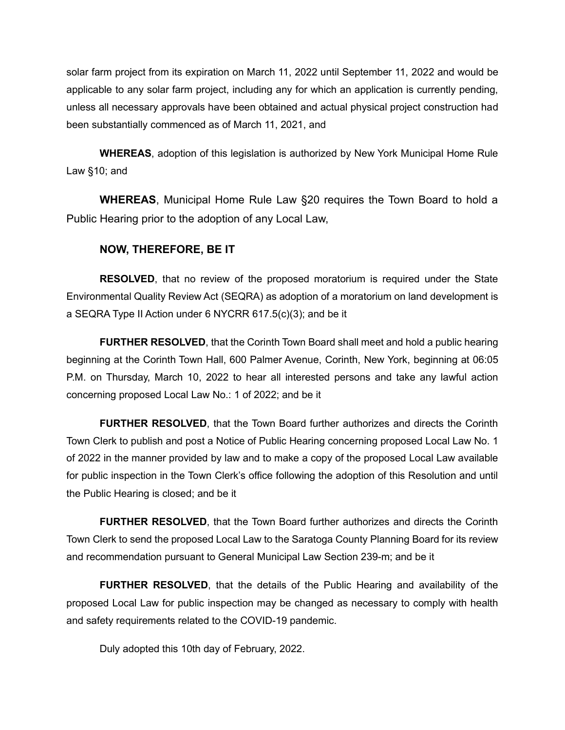solar farm project from its expiration on March 11, 2022 until September 11, 2022 and would be applicable to any solar farm project, including any for which an application is currently pending, unless all necessary approvals have been obtained and actual physical project construction had been substantially commenced as of March 11, 2021, and

**WHEREAS**, adoption of this legislation is authorized by New York Municipal Home Rule Law §10; and

**WHEREAS**, Municipal Home Rule Law §20 requires the Town Board to hold a Public Hearing prior to the adoption of any Local Law,

**NOW, THEREFORE, BE IT**

**RESOLVED**, that no review of the proposed moratorium is required under the State Environmental Quality Review Act (SEQRA) as adoption of a moratorium on land development is a SEQRA Type II Action under 6 NYCRR 617.5(c)(3); and be it

**FURTHER RESOLVED**, that the Corinth Town Board shall meet and hold a public hearing beginning at the Corinth Town Hall, 600 Palmer Avenue, Corinth, New York, beginning at 06:05 P.M. on Thursday, March 10, 2022 to hear all interested persons and take any lawful action concerning proposed Local Law No.: 1 of 2022; and be it

**FURTHER RESOLVED**, that the Town Board further authorizes and directs the Corinth Town Clerk to publish and post a Notice of Public Hearing concerning proposed Local Law No. 1 of 2022 in the manner provided by law and to make a copy of the proposed Local Law available for public inspection in the Town Clerk's office following the adoption of this Resolution and until the Public Hearing is closed; and be it

**FURTHER RESOLVED**, that the Town Board further authorizes and directs the Corinth Town Clerk to send the proposed Local Law to the Saratoga County Planning Board for its review and recommendation pursuant to General Municipal Law Section 239-m; and be it

**FURTHER RESOLVED**, that the details of the Public Hearing and availability of the proposed Local Law for public inspection may be changed as necessary to comply with health and safety requirements related to the COVID-19 pandemic.

Duly adopted this 10th day of February, 2022.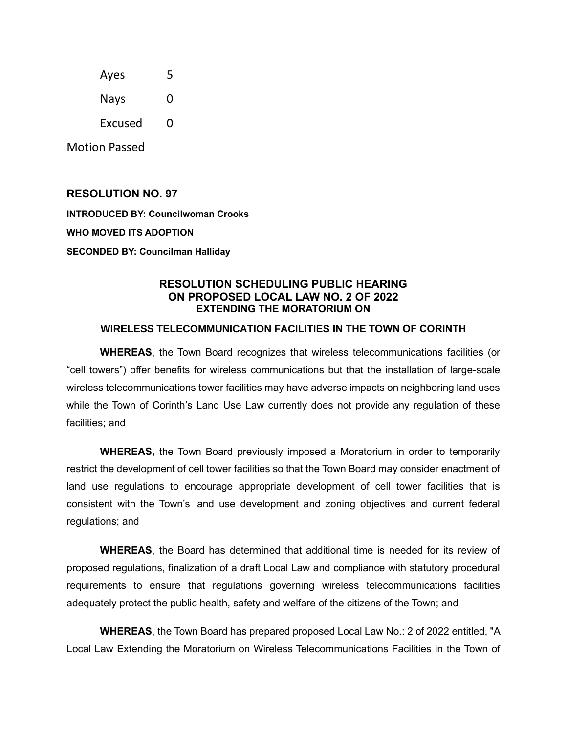Ayes 5

Nays 0

Excused 0

Motion Passed

## RESOLUTION NO. 97

**INTRODUCED BY: Councilwoman Crooks**

**WHO MOVED ITS ADOPTION**

**SECONDED BY: Councilman Halliday**

### RESOLUTION SCHEDULING PUBLIC HEARING ON PROPOSED LOCAL LAW NO. 2 OF 2022 EXTENDING THE MORATORIUM ON WIRELESS TELECOMMUNICATION FACILITIES IN THE TOWN OF CORINTH

**WHEREAS**, the Town Board recognizes that wireless telecommunications facilities (or "cell towers") offer benefits for wireless communications but that the installation of large-scale wireless telecommunications tower facilities may have adverse impacts on neighboring land uses while the Town of Corinth's Land Use Law currently does not provide any regulation of these facilities; and

**WHEREAS,** the Town Board previously imposed a Moratorium in order to temporarily restrict the development of cell tower facilities so that the Town Board may consider enactment of land use regulations to encourage appropriate development of cell tower facilities that is consistent with the Town's land use development and zoning objectives and current federal regulations; and

**WHEREAS**, the Board has determined that additional time is needed for its review of proposed regulations, finalization of a draft Local Law and compliance with statutory procedural requirements to ensure that regulations governing wireless telecommunications facilities adequately protect the public health, safety and welfare of the citizens of the Town; and

**WHEREAS**, the Town Board has prepared proposed Local Law No.: 2 of 2022 entitled, "A Local Law Extending the Moratorium on Wireless Telecommunications Facilities in the Town of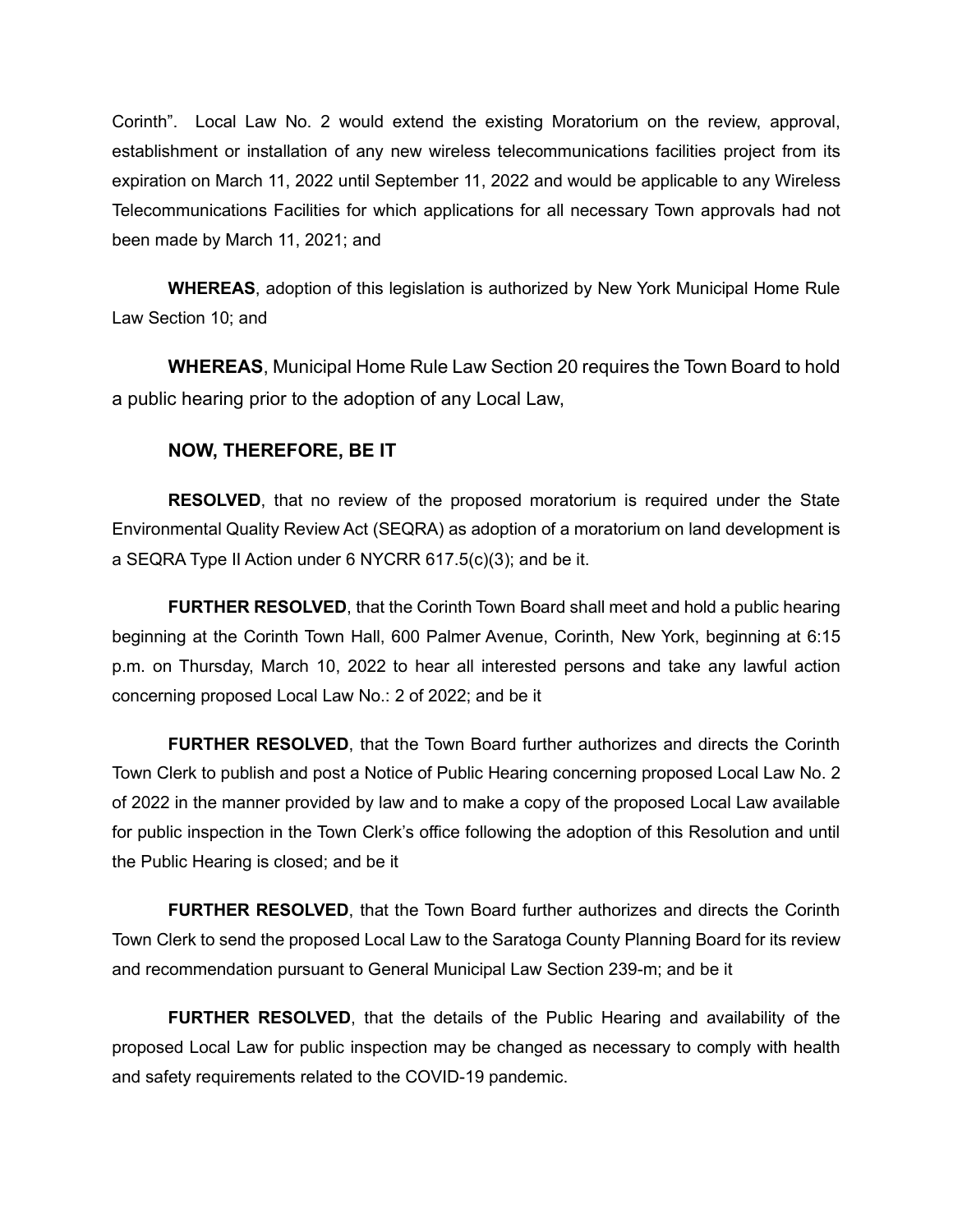Corinth". Local Law No. 2 would extend the existing Moratorium on the review, approval, establishment or installation of any new wireless telecommunications facilities project from its expiration on March 11, 2022 until September 11, 2022 and would be applicable to any Wireless Telecommunications Facilities for which applications for all necessary Town approvals had not been made by March 11, 2021; and

**WHEREAS**, adoption of this legislation is authorized by New York Municipal Home Rule Law Section 10; and

**WHEREAS**, Municipal Home Rule Law Section 20 requires the Town Board to hold a public hearing prior to the adoption of any Local Law,

**NOW, THEREFORE, BE IT**

**RESOLVED**, that no review of the proposed moratorium is required under the State Environmental Quality Review Act (SEQRA) as adoption of a moratorium on land development is a SEQRA Type II Action under 6 NYCRR 617.5(c)(3); and be it.

**FURTHER RESOLVED**, that the Corinth Town Board shall meet and hold a public hearing beginning at the Corinth Town Hall, 600 Palmer Avenue, Corinth, New York, beginning at 6:15 p.m. on Thursday, March 10, 2022 to hear all interested persons and take any lawful action concerning proposed Local Law No.: 2 of 2022; and be it

**FURTHER RESOLVED**, that the Town Board further authorizes and directs the Corinth Town Clerk to publish and post a Notice of Public Hearing concerning proposed Local Law No. 2 of 2022 in the manner provided by law and to make a copy of the proposed Local Law available for public inspection in the Town Clerk's office following the adoption of this Resolution and until the Public Hearing is closed; and be it

**FURTHER RESOLVED**, that the Town Board further authorizes and directs the Corinth Town Clerk to send the proposed Local Law to the Saratoga County Planning Board for its review and recommendation pursuant to General Municipal Law Section 239-m; and be it

**FURTHER RESOLVED**, that the details of the Public Hearing and availability of the proposed Local Law for public inspection may be changed as necessary to comply with health and safety requirements related to the COVID-19 pandemic.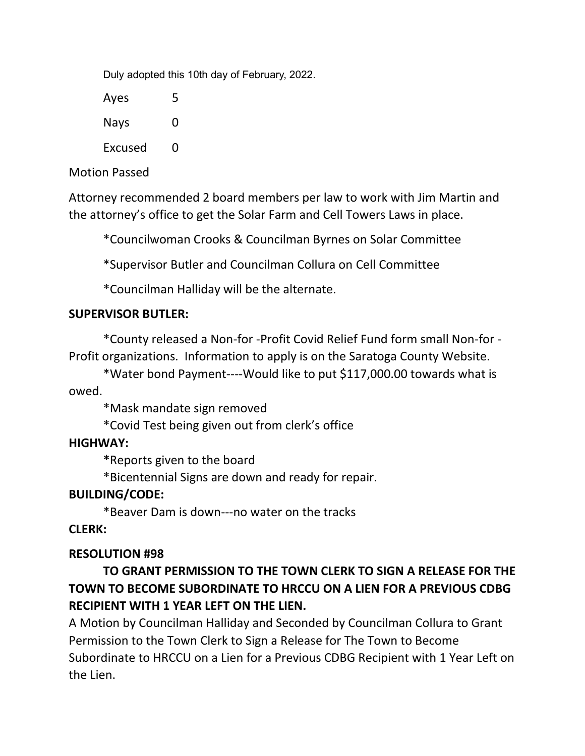Duly adopted this 10th day of February, 2022.

Ayes 5

Nays 0

Excused 0

Motion Passed

Attorney recommended 2 board members per law to work with Jim Martin and the attorney's office to get the Solar Farm and Cell Towers Laws in place.

*Councilwoman Crooks & Councilman Byrnes on Solar Committee

*Supervisor Butler and Councilman Collura on Cell Committee

*Councilman Halliday will be the alternate.

**SUPERVISOR BUTLER:**

*County released a Non-for -Profit Covid Relief Fund form small Non-for -Profit organizations. Information to apply is on the Saratoga County Website.

*Water bond Payment----Would like to put $117,000.00 towards what is owed.

*Mask mandate sign removed

*Covid Test being given out from clerk's office

**HIGHWAY:**

***Reports given to the board

*Bicentennial Signs are down and ready for repair.

**BUILDING/CODE:**

*Beaver Dam is down---no water on the tracks

**CLERK:**

**RESOLUTION #98**

**TO GRANT PERMISSION TO THE TOWN CLERK TO SIGN A RELEASE FOR THE TOWN TO BECOME SUBORDINATE TO HRCCU ON A LIEN FOR A PREVIOUS CDBG RECIPIENT WITH 1 YEAR LEFT ON THE LIEN.**

A Motion by Councilman Halliday and Seconded by Councilman Collura to Grant Permission to the Town Clerk to Sign a Release for The Town to Become Subordinate to HRCCU on a Lien for a Previous CDBG Recipient with 1 Year Left on the Lien.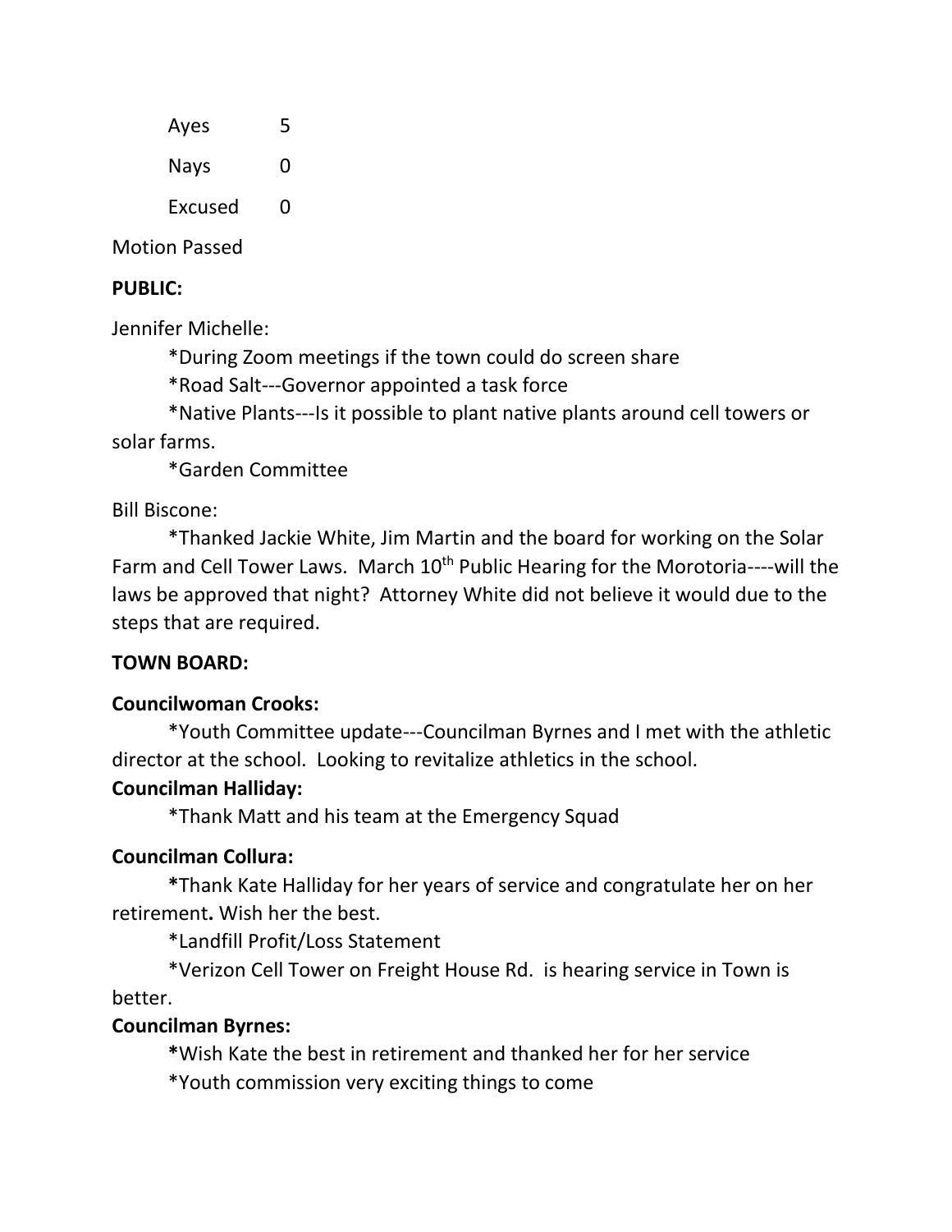| | |
|---|---|
| Ayes | 5 |
| Nays | 0 |
| Excused | 0 |

Motion Passed

**PUBLIC:**

Jennifer Michelle:

*During Zoom meetings if the town could do screen share

*Road Salt---Governor appointed a task force

*Native Plants---Is it possible to plant native plants around cell towers or solar farms.

*Garden Committee

Bill Biscone:

*Thanked Jackie White, Jim Martin and the board for working on the Solar Farm and Cell Tower Laws. March 10th Public Hearing for the Morotoria----will the laws be approved that night? Attorney White did not believe it would due to the steps that are required.

**TOWN BOARD:**

**Councilwoman Crooks:**

*Youth Committee update---Councilman Byrnes and I met with the athletic director at the school. Looking to revitalize athletics in the school.

**Councilman Halliday:**

*Thank Matt and his team at the Emergency Squad

**Councilman Collura:**

***Thank Kate Halliday for her years of service and congratulate her on her retirement**.** Wish her the best.

*Landfill Profit/Loss Statement

*Verizon Cell Tower on Freight House Rd. is hearing service in Town is better.

**Councilman Byrnes:**

***Wish Kate the best in retirement and thanked her for her service

*Youth commission very exciting things to come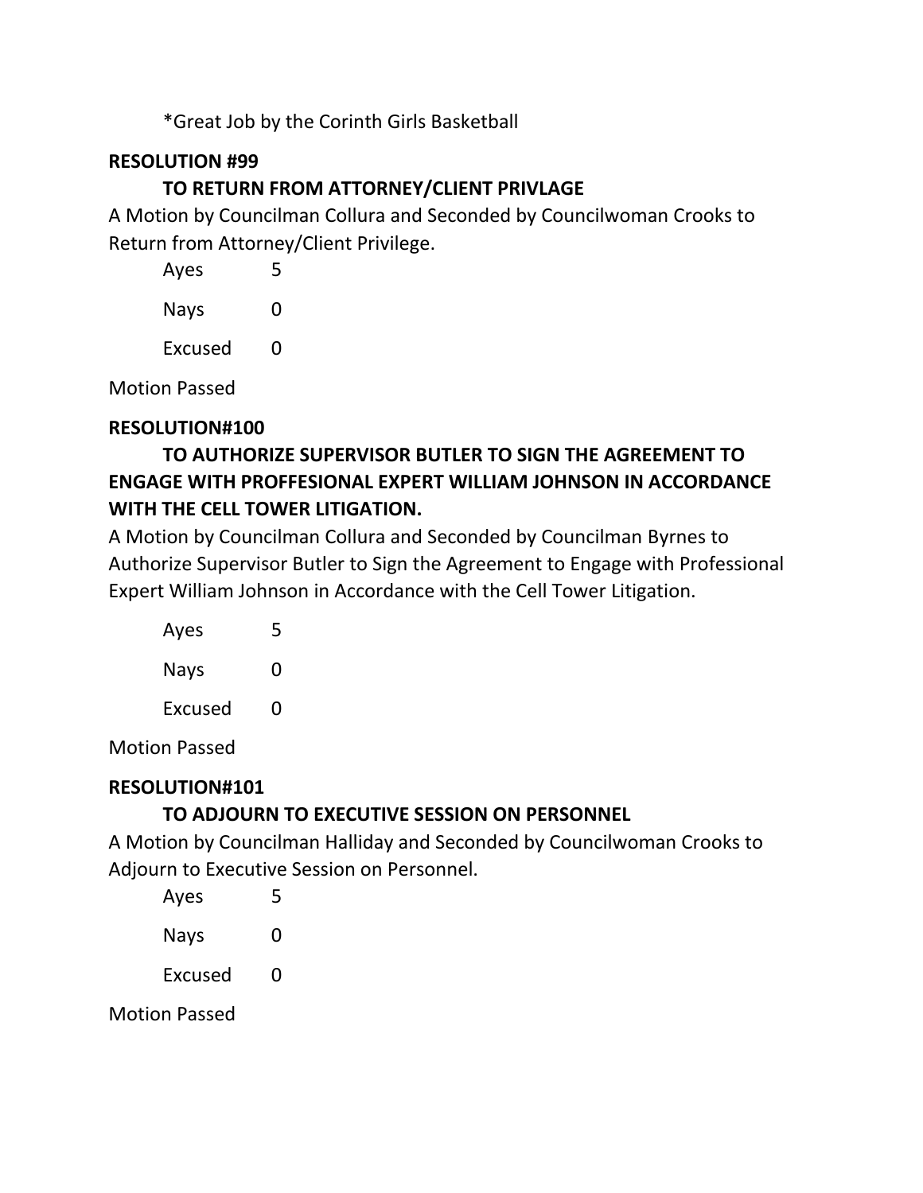*Great Job by the Corinth Girls Basketball

**RESOLUTION #99**

**TO RETURN FROM ATTORNEY/CLIENT PRIVLAGE**

A Motion by Councilman Collura and Seconded by Councilwoman Crooks to Return from Attorney/Client Privilege.

Ayes 5

Nays 0

Excused 0

Motion Passed

**RESOLUTION#100**

**TO AUTHORIZE SUPERVISOR BUTLER TO SIGN THE AGREEMENT TO ENGAGE WITH PROFFESIONAL EXPERT WILLIAM JOHNSON IN ACCORDANCE WITH THE CELL TOWER LITIGATION.**

A Motion by Councilman Collura and Seconded by Councilman Byrnes to Authorize Supervisor Butler to Sign the Agreement to Engage with Professional Expert William Johnson in Accordance with the Cell Tower Litigation.

Ayes 5

Nays 0

Excused 0

Motion Passed

**RESOLUTION#101**

**TO ADJOURN TO EXECUTIVE SESSION ON PERSONNEL**

A Motion by Councilman Halliday and Seconded by Councilwoman Crooks to Adjourn to Executive Session on Personnel.

Ayes 5

Nays 0

Excused 0

Motion Passed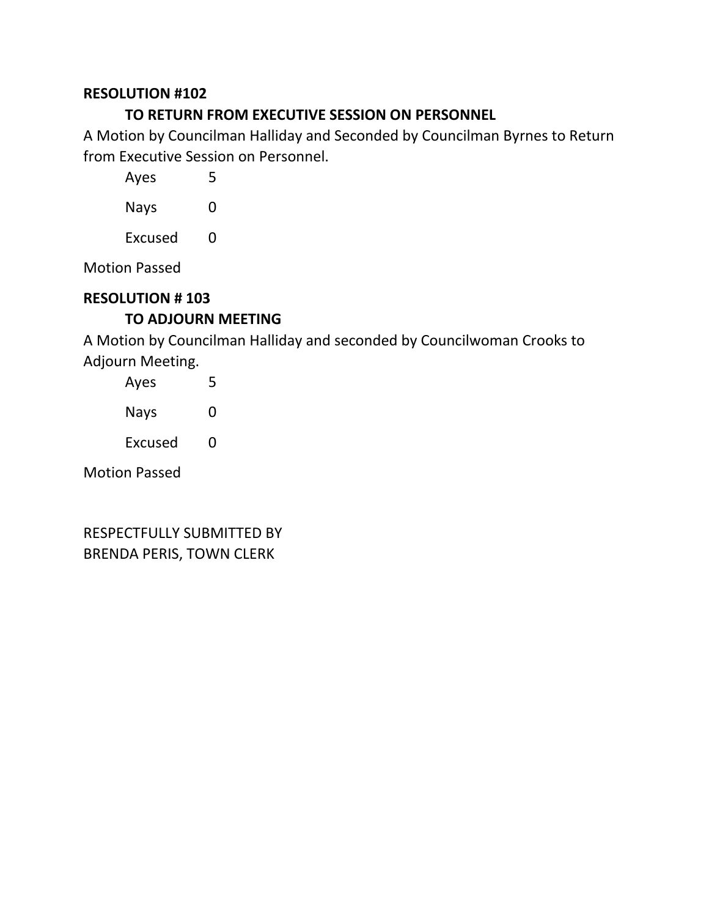**RESOLUTION #102**

**TO RETURN FROM EXECUTIVE SESSION ON PERSONNEL**

A Motion by Councilman Halliday and Seconded by Councilman Byrnes to Return from Executive Session on Personnel.

| | |
|---|---|
| Ayes | 5 |
| Nays | 0 |
| Excused | 0 |

Motion Passed

**RESOLUTION # 103**

**TO ADJOURN MEETING**

A Motion by Councilman Halliday and seconded by Councilwoman Crooks to Adjourn Meeting.

| | |
|---|---|
| Ayes | 5 |
| Nays | 0 |
| Excused | 0 |

Motion Passed

RESPECTFULLY SUBMITTED BY
BRENDA PERIS, TOWN CLERK